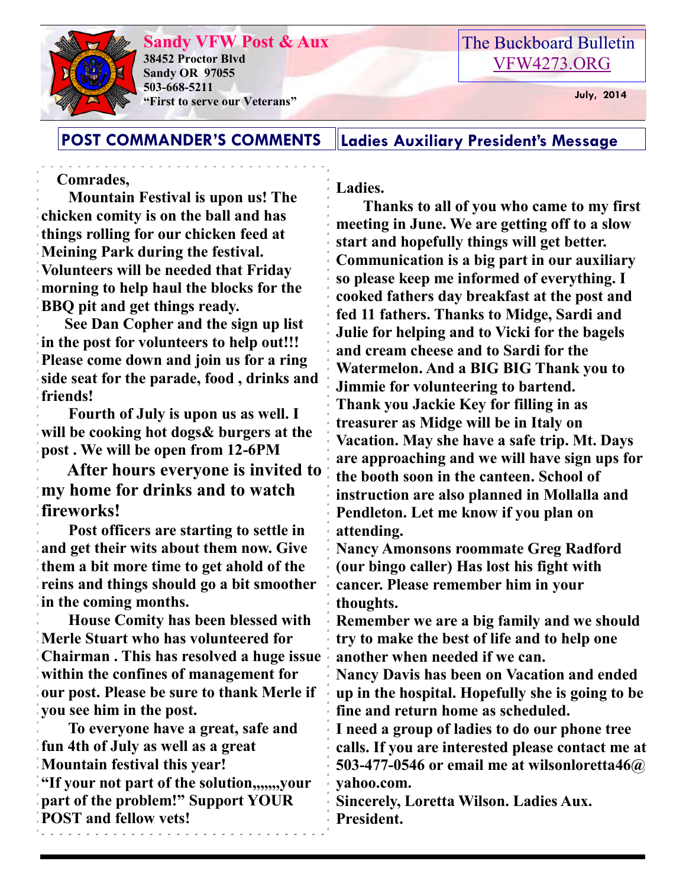# Sandy VFW Post & Aux

**38452 Proctor Blvd**
**Sandy OR 97055**
**503-668-5211**
**"First to serve our Veterans"**

The Buckboard Bulletin
VFW4273.ORG

July, 2014

## POST COMMANDER'S COMMENTS

**Comrades,**

**Mountain Festival is upon us! The chicken comity is on the ball and has things rolling for our chicken feed at Meining Park during the festival. Volunteers will be needed that Friday morning to help haul the blocks for the BBQ pit and get things ready.**

**See Dan Copher and the sign up list in the post for volunteers to help out!!! Please come down and join us for a ring side seat for the parade, food , drinks and friends!**

**Fourth of July is upon us as well. I will be cooking hot dogs& burgers at the post . We will be open from 12-6PM**

**After hours everyone is invited to my home for drinks and to watch fireworks!**

**Post officers are starting to settle in and get their wits about them now. Give them a bit more time to get ahold of the reins and things should go a bit smoother in the coming months.**

**House Comity has been blessed with Merle Stuart who has volunteered for Chairman . This has resolved a huge issue within the confines of management for our post. Please be sure to thank Merle if you see him in the post.**

**To everyone have a great, safe and fun 4th of July as well as a great Mountain festival this year!**
**"If your not part of the solution,,,,,,,your part of the problem!" Support YOUR POST and fellow vets!**

## Ladies Auxiliary President's Message

**Ladies.**

**Thanks to all of you who came to my first meeting in June. We are getting off to a slow start and hopefully things will get better. Communication is a big part in our auxiliary so please keep me informed of everything. I cooked fathers day breakfast at the post and fed 11 fathers. Thanks to Midge, Sardi and Julie for helping and to Vicki for the bagels and cream cheese and to Sardi for the Watermelon. And a BIG BIG Thank you to Jimmie for volunteering to bartend.**
**Thank you Jackie Key for filling in as treasurer as Midge will be in Italy on Vacation. May she have a safe trip. Mt. Days are approaching and we will have sign ups for the booth soon in the canteen. School of instruction are also planned in Mollalla and Pendleton. Let me know if you plan on attending.**
**Nancy Amonsons roommate Greg Radford (our bingo caller) Has lost his fight with cancer. Please remember him in your thoughts.**
**Remember we are a big family and we should try to make the best of life and to help one another when needed if we can.**
**Nancy Davis has been on Vacation and ended up in the hospital. Hopefully she is going to be fine and return home as scheduled.**
**I need a group of ladies to do our phone tree calls. If you are interested please contact me at 503-477-0546 or email me at wilsonloretta46@yahoo.com.**
**Sincerely, Loretta Wilson. Ladies Aux. President.**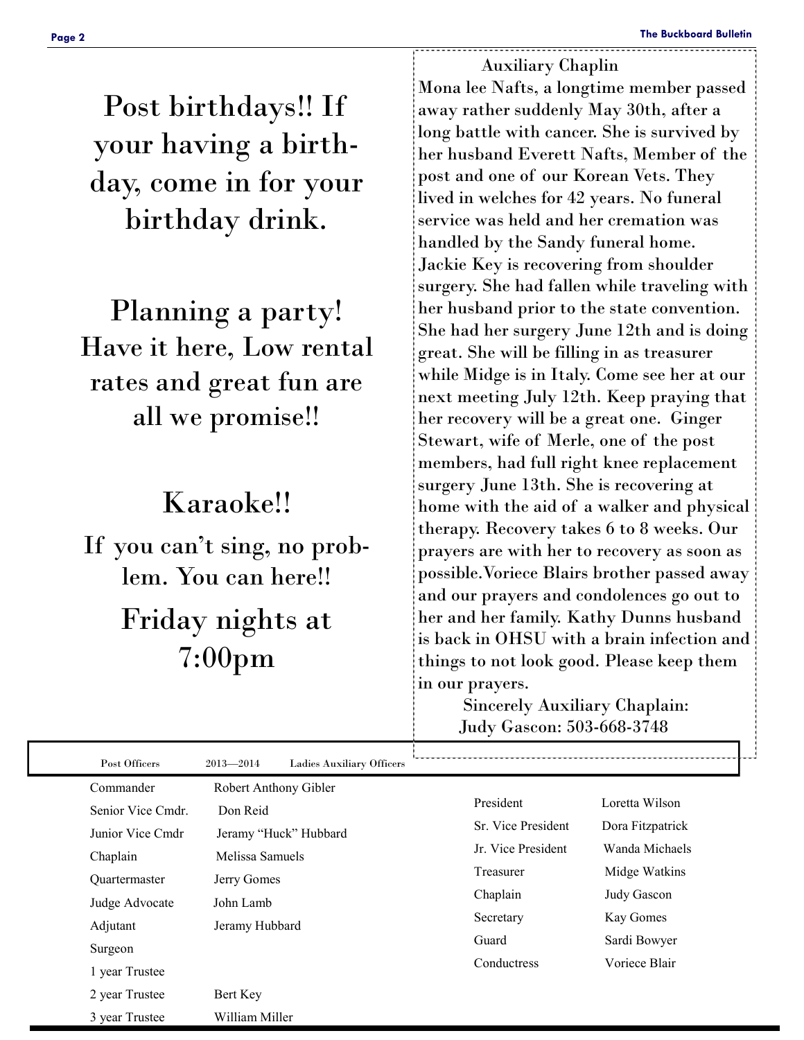Post birthdays!! If your having a birthday, come in for your birthday drink.

Planning a party! Have it here, Low rental rates and great fun are all we promise!!

Karaoke!!

If you can't sing, no problem. You can here!!

Friday nights at 7:00pm

## Auxiliary Chaplin

Mona lee Nafts, a longtime member passed away rather suddenly May 30th, after a long battle with cancer. She is survived by her husband Everett Nafts, Member of the post and one of our Korean Vets. They lived in welches for 42 years. No funeral service was held and her cremation was handled by the Sandy funeral home. Jackie Key is recovering from shoulder surgery. She had fallen while traveling with her husband prior to the state convention. She had her surgery June 12th and is doing great. She will be filling in as treasurer while Midge is in Italy. Come see her at our next meeting July 12th. Keep praying that her recovery will be a great one. Ginger Stewart, wife of Merle, one of the post members, had full right knee replacement surgery June 13th. She is recovering at home with the aid of a walker and physical therapy. Recovery takes 6 to 8 weeks. Our prayers are with her to recovery as soon as possible.Voriece Blairs brother passed away and our prayers and condolences go out to her and her family. Kathy Dunns husband is back in OHSU with a brain infection and things to not look good. Please keep them in our prayers.

Sincerely Auxiliary Chaplain:
Judy Gascon: 503-668-3748

Post Officers 2013—2014 Ladies Auxiliary Officers

| Post Officers | |
|---|---|
| Commander | Robert Anthony Gibler |
| Senior Vice Cmdr. | Don Reid |
| Junior Vice Cmdr | Jeramy "Huck" Hubbard |
| Chaplain | Melissa Samuels |
| Quartermaster | Jerry Gomes |
| Judge Advocate | John Lamb |
| Adjutant | Jeramy Hubbard |
| Surgeon | |
| 1 year Trustee | |
| 2 year Trustee | Bert Key |
| 3 year Trustee | William Miller |

| Ladies Auxiliary Officers | |
|---|---|
| President | Loretta Wilson |
| Sr. Vice President | Dora Fitzpatrick |
| Jr. Vice President | Wanda Michaels |
| Treasurer | Midge Watkins |
| Chaplain | Judy Gascon |
| Secretary | Kay Gomes |
| Guard | Sardi Bowyer |
| Conductress | Voriece Blair |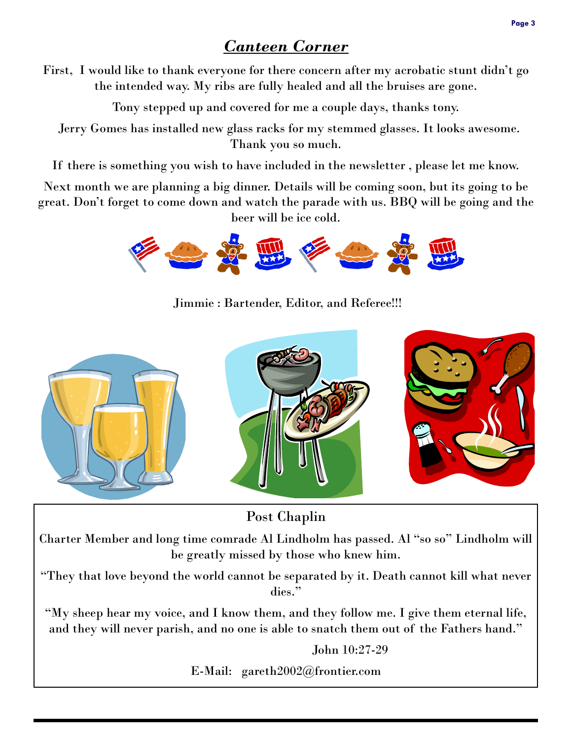## *Canteen Corner*

First, I would like to thank everyone for there concern after my acrobatic stunt didn't go the intended way. My ribs are fully healed and all the bruises are gone.

Tony stepped up and covered for me a couple days, thanks tony.

Jerry Gomes has installed new glass racks for my stemmed glasses. It looks awesome. Thank you so much.

If there is something you wish to have included in the newsletter , please let me know.

Next month we are planning a big dinner. Details will be coming soon, but its going to be great. Don't forget to come down and watch the parade with us. BBQ will be going and the beer will be ice cold.

Jimmie : Bartender, Editor, and Referee!!!

### Post Chaplin

Charter Member and long time comrade Al Lindholm has passed. Al "so so" Lindholm will be greatly missed by those who knew him.

"They that love beyond the world cannot be separated by it. Death cannot kill what never dies."

"My sheep hear my voice, and I know them, and they follow me. I give them eternal life, and they will never parish, and no one is able to snatch them out of the Fathers hand."

John 10:27-29

E-Mail: gareth2002@frontier.com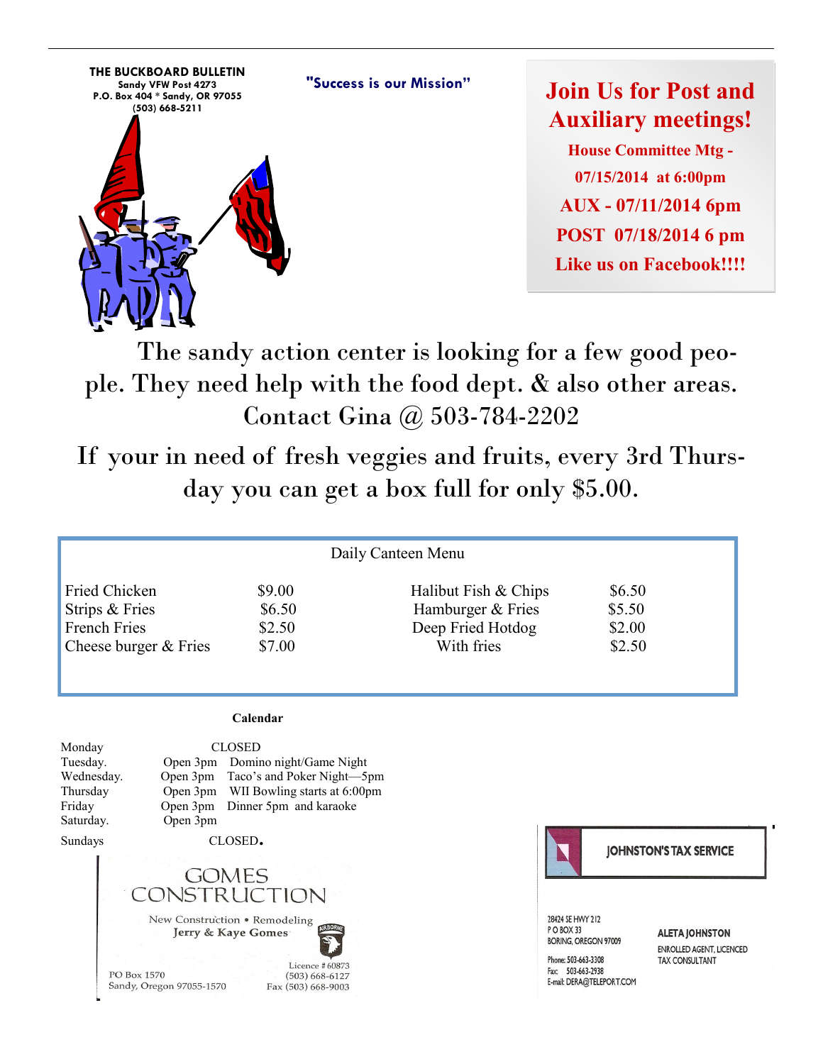**THE BUCKBOARD BULLETIN**
**Sandy VFW Post 4273**
**P.O. Box 404 * Sandy, OR 97055**
**(503) 668-5211**

**"Success is our Mission"**

## Join Us for Post and Auxiliary meetings!

**House Committee Mtg - 07/15/2014 at 6:00pm**

**AUX - 07/11/2014 6pm**

**POST 07/18/2014 6 pm**

**Like us on Facebook!!!!**

The sandy action center is looking for a few good people. They need help with the food dept. & also other areas. Contact Gina @ 503-784-2202

If your in need of fresh veggies and fruits, every 3rd Thursday you can get a box full for only $5.00.

Daily Canteen Menu

| | | | |
|---|---|---|---|
| Fried Chicken | $9.00 | Halibut Fish & Chips | $6.50 |
| Strips & Fries | $6.50 | Hamburger & Fries | $5.50 |
| French Fries | $2.50 | Deep Fried Hotdog | $2.00 |
| Cheese burger & Fries | $7.00 | With fries | $2.50 |

**Calendar**

| | | |
|---|---|---|
| Monday | CLOSED | |
| Tuesday. | Open 3pm | Domino night/Game Night |
| Wednesday. | Open 3pm | Taco's and Poker Night—5pm |
| Thursday | Open 3pm | WII Bowling starts at 6:00pm |
| Friday | Open 3pm | Dinner 5pm and karaoke |
| Saturday. | Open 3pm | |
| Sundays | CLOSED. | |

GOMES CONSTRUCTION

New Construction • Remodeling
Jerry & Kaye Gomes

PO Box 1570
Sandy, Oregon 97055-1570

Licence # 60873
(503) 668-6127
Fax (503) 668-9003

JOHNSTON'S TAX SERVICE

28424 SE HWY 212
P O BOX 33
BORING, OREGON 97009

Phone: 503-663-3308
Fax: 503-663-2938
E-mail: DERA@TELEPORT.COM

ALETA JOHNSTON
ENROLLED AGENT, LICENCED TAX CONSULTANT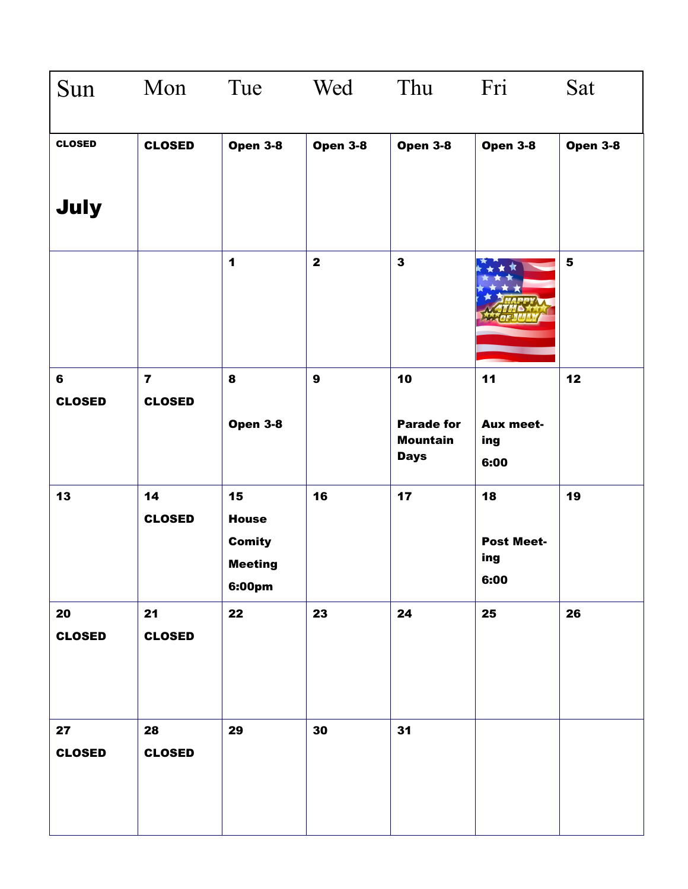| Sun | Mon | Tue | Wed | Thu | Fri | Sat |
|---|---|---|---|---|---|---|
| **CLOSED**<br><br>**July** | **CLOSED** | **Open 3-8** | **Open 3-8** | **Open 3-8** | **Open 3-8** | **Open 3-8** |
| | | **1** | **2** | **3** | | **5** |
| **6**<br>**CLOSED** | **7**<br>**CLOSED** | **8**<br><br>**Open 3-8** | **9** | **10**<br><br>**Parade for Mountain Days** | **11**<br><br>**Aux meet-ing**<br>**6:00** | **12** |
| **13** | **14**<br>**CLOSED** | **15**<br>**House Comity Meeting**<br>**6:00pm** | **16** | **17** | **18**<br><br>**Post Meet-ing**<br>**6:00** | **19** |
| **20**<br>**CLOSED** | **21**<br>**CLOSED** | **22** | **23** | **24** | **25** | **26** |
| **27**<br>**CLOSED** | **28**<br>**CLOSED** | **29** | **30** | **31** | | |